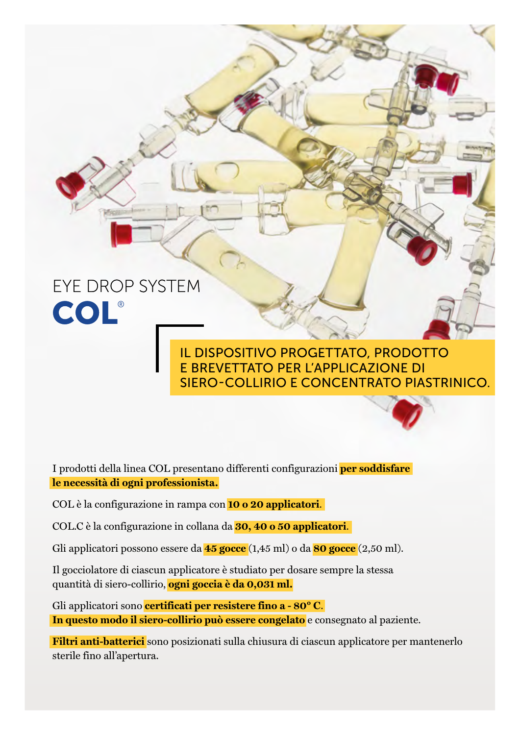# EYE DROP SYSTEM

# COL®

## IL DISPOSITIVO PROGETTATO, PRODOTTO E BREVETTATO PER L'APPLICAZIONE DI SIERO-COLLIRIO E CONCENTRATO PIASTRINICO.

I prodotti della linea COL presentano differenti configurazioni **per soddisfare le necessità di ogni professionista.**

COL è la configurazione in rampa con **10 o 20 applicatori**.

COL.C è la configurazione in collana da **30, 40 o 50 applicatori**.

Gli applicatori possono essere da **45 gocce** (1,45 ml) o da **80 gocce** (2,50 ml).

Il gocciolatore di ciascun applicatore è studiato per dosare sempre la stessa quantità di siero-collirio, **ogni goccia è da 0,031 ml.**

Gli applicatori sono **certificati per resistere fino a - 80° C**. **In questo modo il siero-collirio può essere congelato** e consegnato al paziente.

**Filtri anti-batterici** sono posizionati sulla chiusura di ciascun applicatore per mantenerlo sterile fino all'apertura.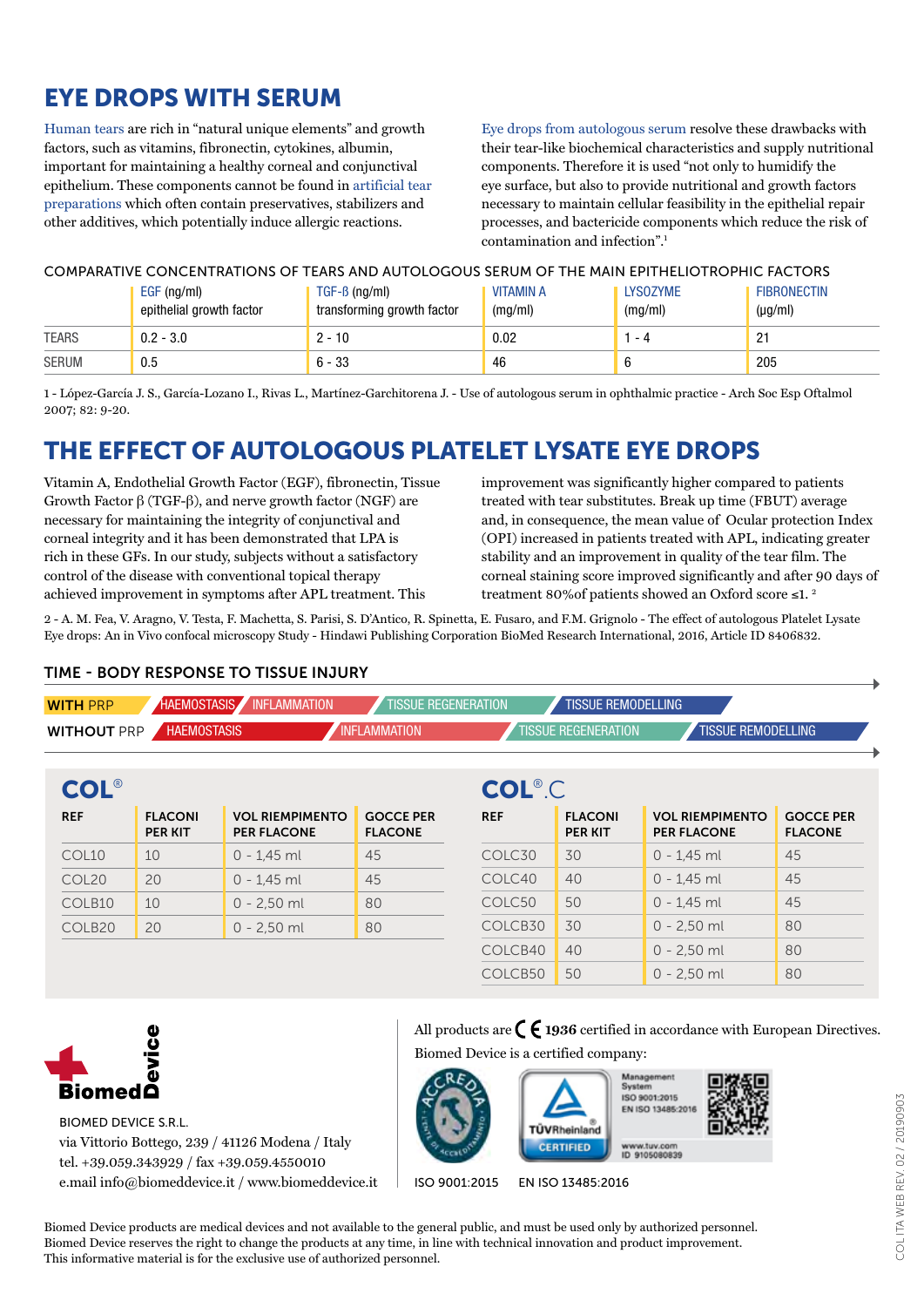# EYE DROPS WITH SERUM

Human tears are rich in "natural unique elements" and growth factors, such as vitamins, fibronectin, cytokines, albumin, important for maintaining a healthy corneal and conjunctival epithelium. These components cannot be found in artificial tear preparations which often contain preservatives, stabilizers and other additives, which potentially induce allergic reactions.

Eye drops from autologous serum resolve these drawbacks with their tear-like biochemical characteristics and supply nutritional components. Therefore it is used "not only to humidify the eye surface, but also to provide nutritional and growth factors necessary to maintain cellular feasibility in the epithelial repair processes, and bactericide components which reduce the risk of contamination and infection".[1]

COMPARATIVE CONCENTRATIONS OF TEARS AND AUTOLOGOUS SERUM OF THE MAIN EPITHELIOTROPHIC FACTORS

| | EGF (ng/ml) epithelial growth factor | TGF-ß (ng/ml) transforming growth factor | VITAMIN A (mg/ml) | LYSOZYME (mg/ml) | FIBRONECTIN (μg/ml) |
|---|---|---|---|---|---|
| TEARS | 0.2 - 3.0 | 2 - 10 | 0.02 | 1 - 4 | 21 |
| SERUM | 0.5 | 6 - 33 | 46 | 6 | 205 |

1 - López-García J. S., García-Lozano I., Rivas L., Martínez-Garchitorena J. - Use of autologous serum in ophthalmic practice - Arch Soc Esp Oftalmol 2007; 82: 9-20.

# THE EFFECT OF AUTOLOGOUS PLATELET LYSATE EYE DROPS

Vitamin A, Endothelial Growth Factor (EGF), fibronectin, Tissue Growth Factor β (TGF-β), and nerve growth factor (NGF) are necessary for maintaining the integrity of conjunctival and corneal integrity and it has been demonstrated that LPA is rich in these GFs. In our study, subjects without a satisfactory control of the disease with conventional topical therapy achieved improvement in symptoms after APL treatment. This improvement was significantly higher compared to patients treated with tear substitutes. Break up time (FBUT) average and, in consequence, the mean value of Ocular protection Index (OPI) increased in patients treated with APL, indicating greater stability and an improvement in quality of the tear film. The corneal staining score improved significantly and after 90 days of treatment 80%of patients showed an Oxford score ≤1. [2]

2 - A. M. Fea, V. Aragno, V. Testa, F. Machetta, S. Parisi, S. D'Antico, R. Spinetta, E. Fusaro, and F.M. Grignolo - The effect of autologous Platelet Lysate Eye drops: An in Vivo confocal microscopy Study - Hindawi Publishing Corporation BioMed Research International, 2016, Article ID 8406832.

## TIME - BODY RESPONSE TO TISSUE INJURY

WITH PRP: HAEMOSTASIS / INFLAMMATION / TISSUE REGENERATION / TISSUE REMODELLING

WITHOUT PRP: HAEMOSTASIS / INFLAMMATION / TISSUE REGENERATION / TISSUE REMODELLING

## COL®

| REF | FLACONI PER KIT | VOL RIEMPIMENTO PER FLACONE | GOCCE PER FLACONE |
|---|---|---|---|
| COL10 | 10 | 0 - 1,45 ml | 45 |
| COL20 | 20 | 0 - 1,45 ml | 45 |
| COLB10 | 10 | 0 - 2,50 ml | 80 |
| COLB20 | 20 | 0 - 2,50 ml | 80 |

## COL®.C

| REF | FLACONI PER KIT | VOL RIEMPIMENTO PER FLACONE | GOCCE PER FLACONE |
|---|---|---|---|
| COLC30 | 30 | 0 - 1,45 ml | 45 |
| COLC40 | 40 | 0 - 1,45 ml | 45 |
| COLC50 | 50 | 0 - 1,45 ml | 45 |
| COLCB30 | 30 | 0 - 2,50 ml | 80 |
| COLCB40 | 40 | 0 - 2,50 ml | 80 |
| COLCB50 | 50 | 0 - 2,50 ml | 80 |

BIOMED DEVICE S.R.L.
via Vittorio Bottego, 239 / 41126 Modena / Italy
tel. +39.059.343929 / fax +39.059.4550010
e.mail info@biomeddevice.it / www.biomeddevice.it

All products are CE 1936 certified in accordance with European Directives.
Biomed Device is a certified company:

Management System ISO 9001:2015 EN ISO 13485:2016
www.tuv.com ID 9105080839

ISO 9001:2015 EN ISO 13485:2016

Biomed Device products are medical devices and not available to the general public, and must be used only by authorized personnel.
Biomed Device reserves the right to change the products at any time, in line with technical innovation and product improvement.
This informative material is for the exclusive use of authorized personnel.

COL ITA WEB REV. 02 / 20190903